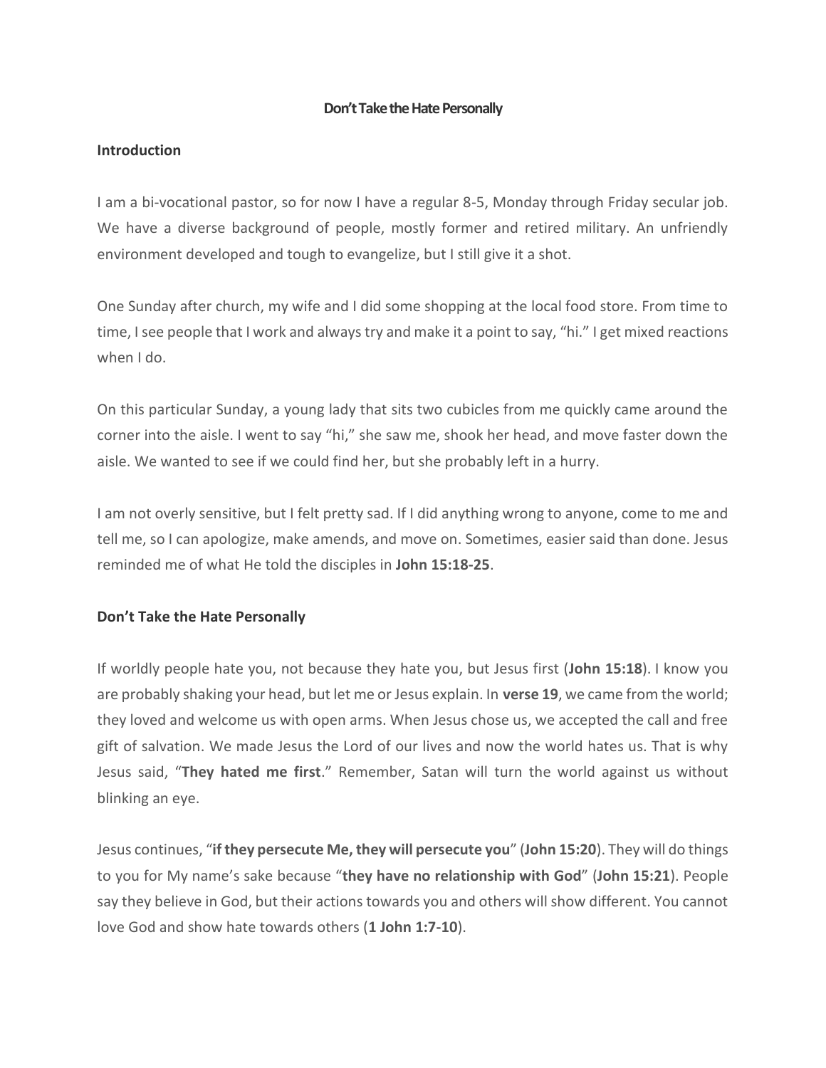# Don't Take the Hate Personally

## Introduction

I am a bi-vocational pastor, so for now I have a regular 8-5, Monday through Friday secular job. We have a diverse background of people, mostly former and retired military. An unfriendly environment developed and tough to evangelize, but I still give it a shot.

One Sunday after church, my wife and I did some shopping at the local food store. From time to time, I see people that I work and always try and make it a point to say, "hi." I get mixed reactions when I do.

On this particular Sunday, a young lady that sits two cubicles from me quickly came around the corner into the aisle. I went to say "hi," she saw me, shook her head, and move faster down the aisle. We wanted to see if we could find her, but she probably left in a hurry.

I am not overly sensitive, but I felt pretty sad. If I did anything wrong to anyone, come to me and tell me, so I can apologize, make amends, and move on. Sometimes, easier said than done. Jesus reminded me of what He told the disciples in **John 15:18-25**.

## Don't Take the Hate Personally

If worldly people hate you, not because they hate you, but Jesus first (**John 15:18**). I know you are probably shaking your head, but let me or Jesus explain. In **verse 19**, we came from the world; they loved and welcome us with open arms. When Jesus chose us, we accepted the call and free gift of salvation. We made Jesus the Lord of our lives and now the world hates us. That is why Jesus said, "**They hated me first**." Remember, Satan will turn the world against us without blinking an eye.

Jesus continues, "**if they persecute Me, they will persecute you**" (**John 15:20**). They will do things to you for My name's sake because "**they have no relationship with God**" (**John 15:21**). People say they believe in God, but their actions towards you and others will show different. You cannot love God and show hate towards others (**1 John 1:7-10**).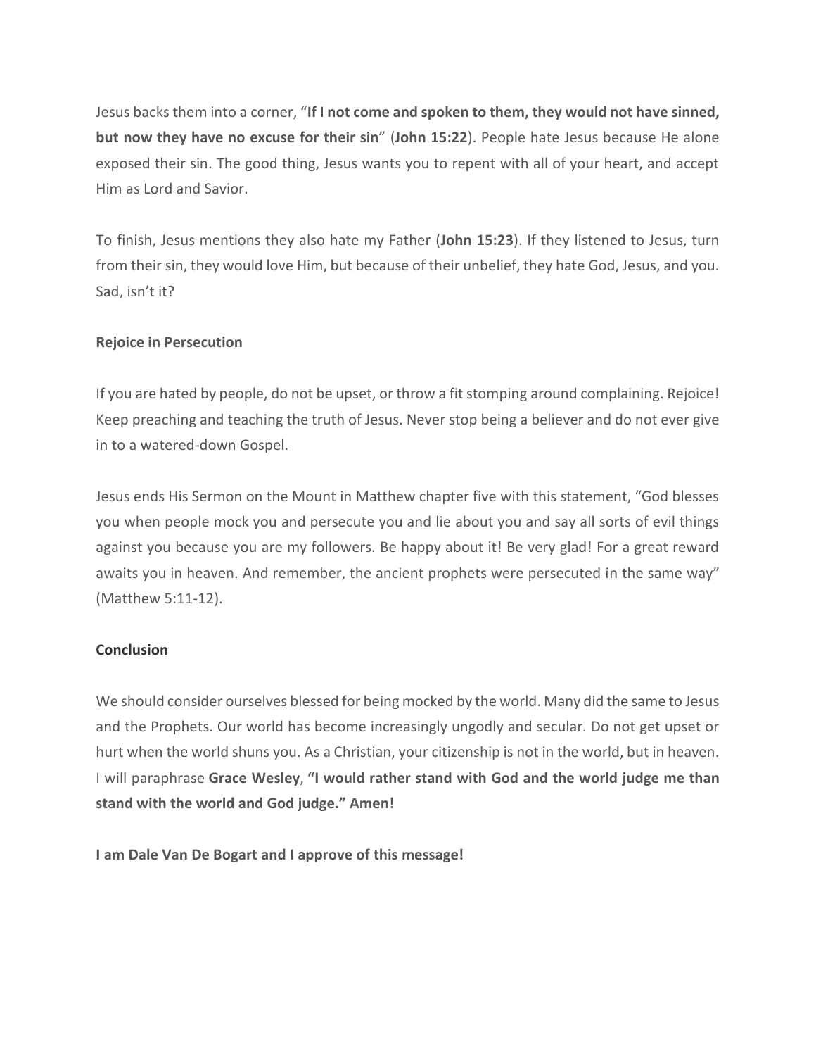Jesus backs them into a corner, "**If I not come and spoken to them, they would not have sinned, but now they have no excuse for their sin**" (**John 15:22**). People hate Jesus because He alone exposed their sin. The good thing, Jesus wants you to repent with all of your heart, and accept Him as Lord and Savior.

To finish, Jesus mentions they also hate my Father (**John 15:23**). If they listened to Jesus, turn from their sin, they would love Him, but because of their unbelief, they hate God, Jesus, and you. Sad, isn't it?

**Rejoice in Persecution**

If you are hated by people, do not be upset, or throw a fit stomping around complaining. Rejoice! Keep preaching and teaching the truth of Jesus. Never stop being a believer and do not ever give in to a watered-down Gospel.

Jesus ends His Sermon on the Mount in Matthew chapter five with this statement, "God blesses you when people mock you and persecute you and lie about you and say all sorts of evil things against you because you are my followers. Be happy about it! Be very glad! For a great reward awaits you in heaven. And remember, the ancient prophets were persecuted in the same way" (Matthew 5:11-12).

**Conclusion**

We should consider ourselves blessed for being mocked by the world. Many did the same to Jesus and the Prophets. Our world has become increasingly ungodly and secular. Do not get upset or hurt when the world shuns you. As a Christian, your citizenship is not in the world, but in heaven. I will paraphrase **Grace Wesley**, **"I would rather stand with God and the world judge me than stand with the world and God judge." Amen!**

**I am Dale Van De Bogart and I approve of this message!**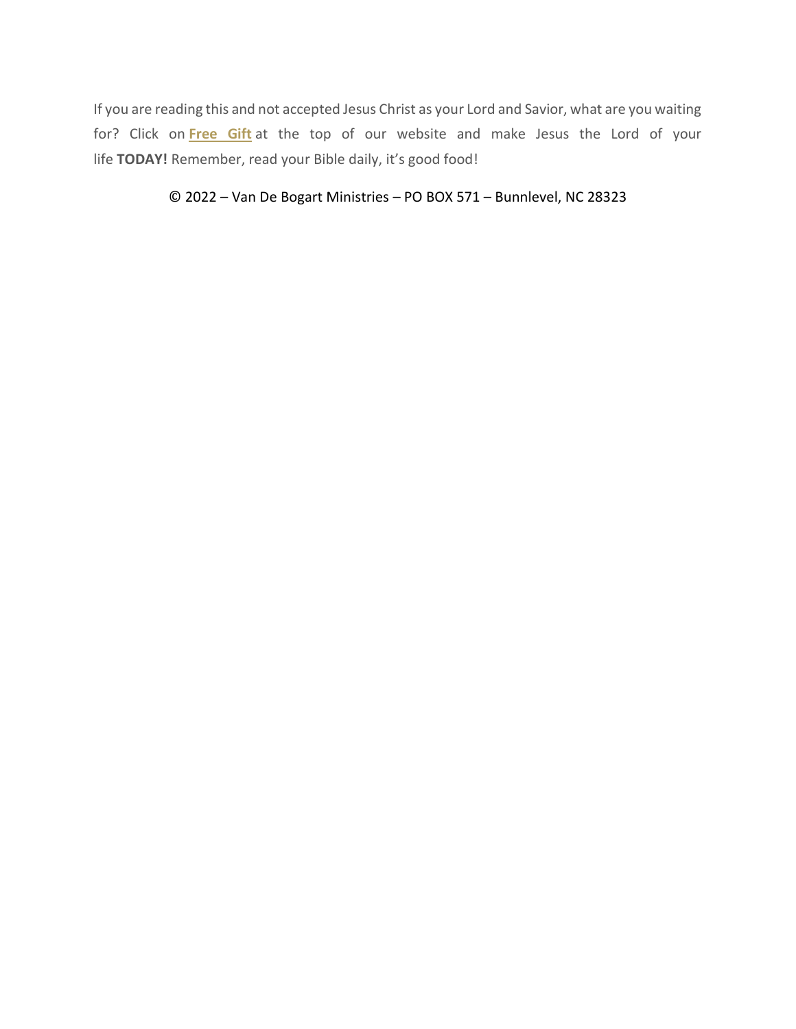If you are reading this and not accepted Jesus Christ as your Lord and Savior, what are you waiting for? Click on **Free Gift** at the top of our website and make Jesus the Lord of your life **TODAY!** Remember, read your Bible daily, it's good food!

© 2022 – Van De Bogart Ministries – PO BOX 571 – Bunnlevel, NC 28323